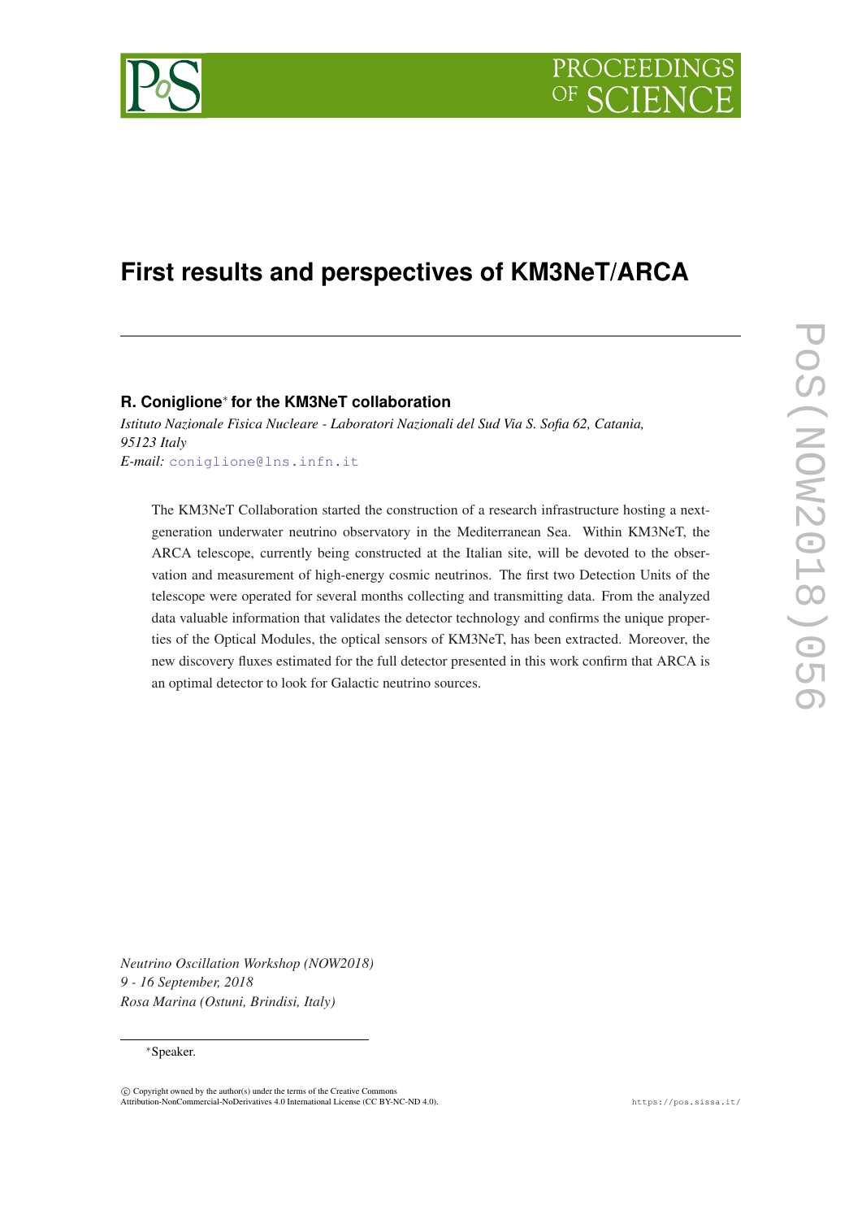# First results and perspectives of KM3NeT/ARCA

**R. Coniglione*** **for the KM3NeT collaboration**

*Istituto Nazionale Fisica Nucleare - Laboratori Nazionali del Sud Via S. Sofia 62, Catania, 95123 Italy*

*E-mail:* coniglione@lns.infn.it

The KM3NeT Collaboration started the construction of a research infrastructure hosting a next-generation underwater neutrino observatory in the Mediterranean Sea. Within KM3NeT, the ARCA telescope, currently being constructed at the Italian site, will be devoted to the observation and measurement of high-energy cosmic neutrinos. The first two Detection Units of the telescope were operated for several months collecting and transmitting data. From the analyzed data valuable information that validates the detector technology and confirms the unique properties of the Optical Modules, the optical sensors of KM3NeT, has been extracted. Moreover, the new discovery fluxes estimated for the full detector presented in this work confirm that ARCA is an optimal detector to look for Galactic neutrino sources.

*Neutrino Oscillation Workshop (NOW2018)*
*9 - 16 September, 2018*
*Rosa Marina (Ostuni, Brindisi, Italy)*

*Speaker.

© Copyright owned by the author(s) under the terms of the Creative Commons Attribution-NonCommercial-NoDerivatives 4.0 International License (CC BY-NC-ND 4.0).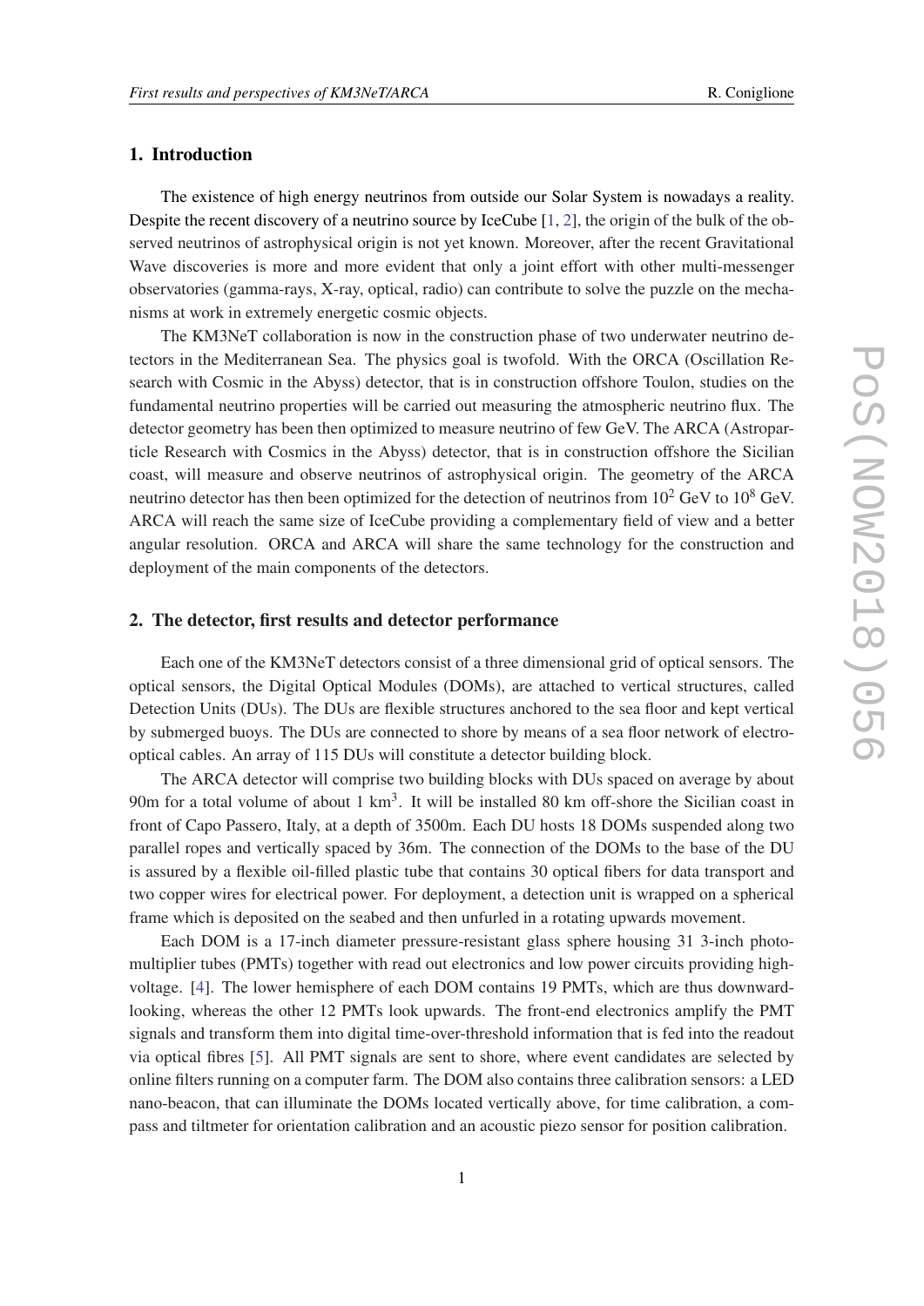## 1. Introduction

The existence of high energy neutrinos from outside our Solar System is nowadays a reality. Despite the recent discovery of a neutrino source by IceCube [1, 2], the origin of the bulk of the observed neutrinos of astrophysical origin is not yet known. Moreover, after the recent Gravitational Wave discoveries is more and more evident that only a joint effort with other multi-messenger observatories (gamma-rays, X-ray, optical, radio) can contribute to solve the puzzle on the mechanisms at work in extremely energetic cosmic objects.

The KM3NeT collaboration is now in the construction phase of two underwater neutrino detectors in the Mediterranean Sea. The physics goal is twofold. With the ORCA (Oscillation Research with Cosmic in the Abyss) detector, that is in construction offshore Toulon, studies on the fundamental neutrino properties will be carried out measuring the atmospheric neutrino flux. The detector geometry has been then optimized to measure neutrino of few GeV. The ARCA (Astroparticle Research with Cosmics in the Abyss) detector, that is in construction offshore the Sicilian coast, will measure and observe neutrinos of astrophysical origin. The geometry of the ARCA neutrino detector has then been optimized for the detection of neutrinos from $10^2$ GeV to $10^8$ GeV. ARCA will reach the same size of IceCube providing a complementary field of view and a better angular resolution. ORCA and ARCA will share the same technology for the construction and deployment of the main components of the detectors.

## 2. The detector, first results and detector performance

Each one of the KM3NeT detectors consist of a three dimensional grid of optical sensors. The optical sensors, the Digital Optical Modules (DOMs), are attached to vertical structures, called Detection Units (DUs). The DUs are flexible structures anchored to the sea floor and kept vertical by submerged buoys. The DUs are connected to shore by means of a sea floor network of electro-optical cables. An array of 115 DUs will constitute a detector building block.

The ARCA detector will comprise two building blocks with DUs spaced on average by about 90m for a total volume of about 1 km$^3$. It will be installed 80 km off-shore the Sicilian coast in front of Capo Passero, Italy, at a depth of 3500m. Each DU hosts 18 DOMs suspended along two parallel ropes and vertically spaced by 36m. The connection of the DOMs to the base of the DU is assured by a flexible oil-filled plastic tube that contains 30 optical fibers for data transport and two copper wires for electrical power. For deployment, a detection unit is wrapped on a spherical frame which is deposited on the seabed and then unfurled in a rotating upwards movement.

Each DOM is a 17-inch diameter pressure-resistant glass sphere housing 31 3-inch photomultiplier tubes (PMTs) together with read out electronics and low power circuits providing high-voltage. [4]. The lower hemisphere of each DOM contains 19 PMTs, which are thus downward-looking, whereas the other 12 PMTs look upwards. The front-end electronics amplify the PMT signals and transform them into digital time-over-threshold information that is fed into the readout via optical fibres [5]. All PMT signals are sent to shore, where event candidates are selected by online filters running on a computer farm. The DOM also contains three calibration sensors: a LED nano-beacon, that can illuminate the DOMs located vertically above, for time calibration, a compass and tiltmeter for orientation calibration and an acoustic piezo sensor for position calibration.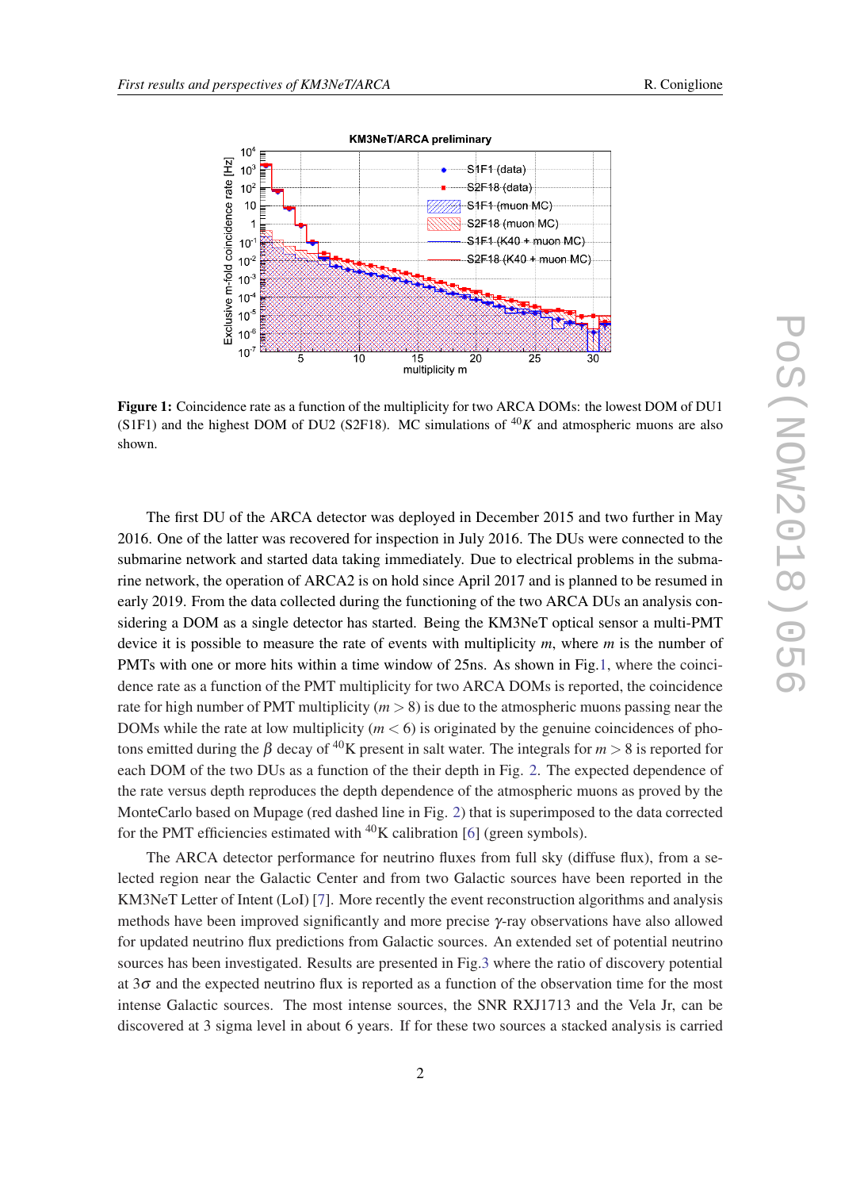**Figure 1:** Coincidence rate as a function of the multiplicity for two ARCA DOMs: the lowest DOM of DU1 (S1F1) and the highest DOM of DU2 (S2F18). MC simulations of $^{40}K$ and atmospheric muons are also shown.

The first DU of the ARCA detector was deployed in December 2015 and two further in May 2016. One of the latter was recovered for inspection in July 2016. The DUs were connected to the submarine network and started data taking immediately. Due to electrical problems in the submarine network, the operation of ARCA2 is on hold since April 2017 and is planned to be resumed in early 2019. From the data collected during the functioning of the two ARCA DUs an analysis considering a DOM as a single detector has started. Being the KM3NeT optical sensor a multi-PMT device it is possible to measure the rate of events with multiplicity $m$, where $m$ is the number of PMTs with one or more hits within a time window of 25ns. As shown in Fig.1, where the coincidence rate as a function of the PMT multiplicity for two ARCA DOMs is reported, the coincidence rate for high number of PMT multiplicity ($m > 8$) is due to the atmospheric muons passing near the DOMs while the rate at low multiplicity ($m < 6$) is originated by the genuine coincidences of photons emitted during the $\beta$ decay of $^{40}$K present in salt water. The integrals for $m > 8$ is reported for each DOM of the two DUs as a function of the their depth in Fig. 2. The expected dependence of the rate versus depth reproduces the depth dependence of the atmospheric muons as proved by the MonteCarlo based on Mupage (red dashed line in Fig. 2) that is superimposed to the data corrected for the PMT efficiencies estimated with $^{40}$K calibration [6] (green symbols).

The ARCA detector performance for neutrino fluxes from full sky (diffuse flux), from a selected region near the Galactic Center and from two Galactic sources have been reported in the KM3NeT Letter of Intent (LoI) [7]. More recently the event reconstruction algorithms and analysis methods have been improved significantly and more precise $\gamma$-ray observations have also allowed for updated neutrino flux predictions from Galactic sources. An extended set of potential neutrino sources has been investigated. Results are presented in Fig.3 where the ratio of discovery potential at $3\sigma$ and the expected neutrino flux is reported as a function of the observation time for the most intense Galactic sources. The most intense sources, the SNR RXJ1713 and the Vela Jr, can be discovered at 3 sigma level in about 6 years. If for these two sources a stacked analysis is carried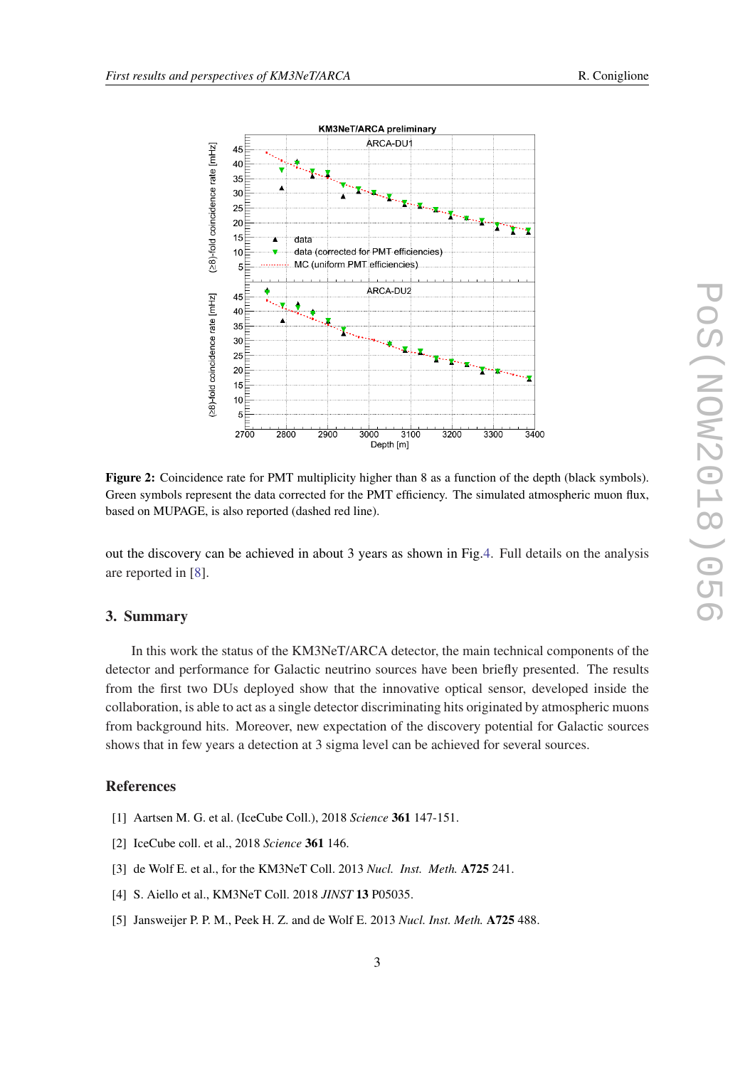**Figure 2:** Coincidence rate for PMT multiplicity higher than 8 as a function of the depth (black symbols). Green symbols represent the data corrected for the PMT efficiency. The simulated atmospheric muon flux, based on MUPAGE, is also reported (dashed red line).

out the discovery can be achieved in about 3 years as shown in Fig.4. Full details on the analysis are reported in [8].

## 3. Summary

In this work the status of the KM3NeT/ARCA detector, the main technical components of the detector and performance for Galactic neutrino sources have been briefly presented. The results from the first two DUs deployed show that the innovative optical sensor, developed inside the collaboration, is able to act as a single detector discriminating hits originated by atmospheric muons from background hits. Moreover, new expectation of the discovery potential for Galactic sources shows that in few years a detection at 3 sigma level can be achieved for several sources.

## References

[1] Aartsen M. G. et al. (IceCube Coll.), 2018 *Science* **361** 147-151.

[2] IceCube coll. et al., 2018 *Science* **361** 146.

[3] de Wolf E. et al., for the KM3NeT Coll. 2013 *Nucl. Inst. Meth.* **A725** 241.

[4] S. Aiello et al., KM3NeT Coll. 2018 *JINST* **13** P05035.

[5] Jansweijer P. P. M., Peek H. Z. and de Wolf E. 2013 *Nucl. Inst. Meth.* **A725** 488.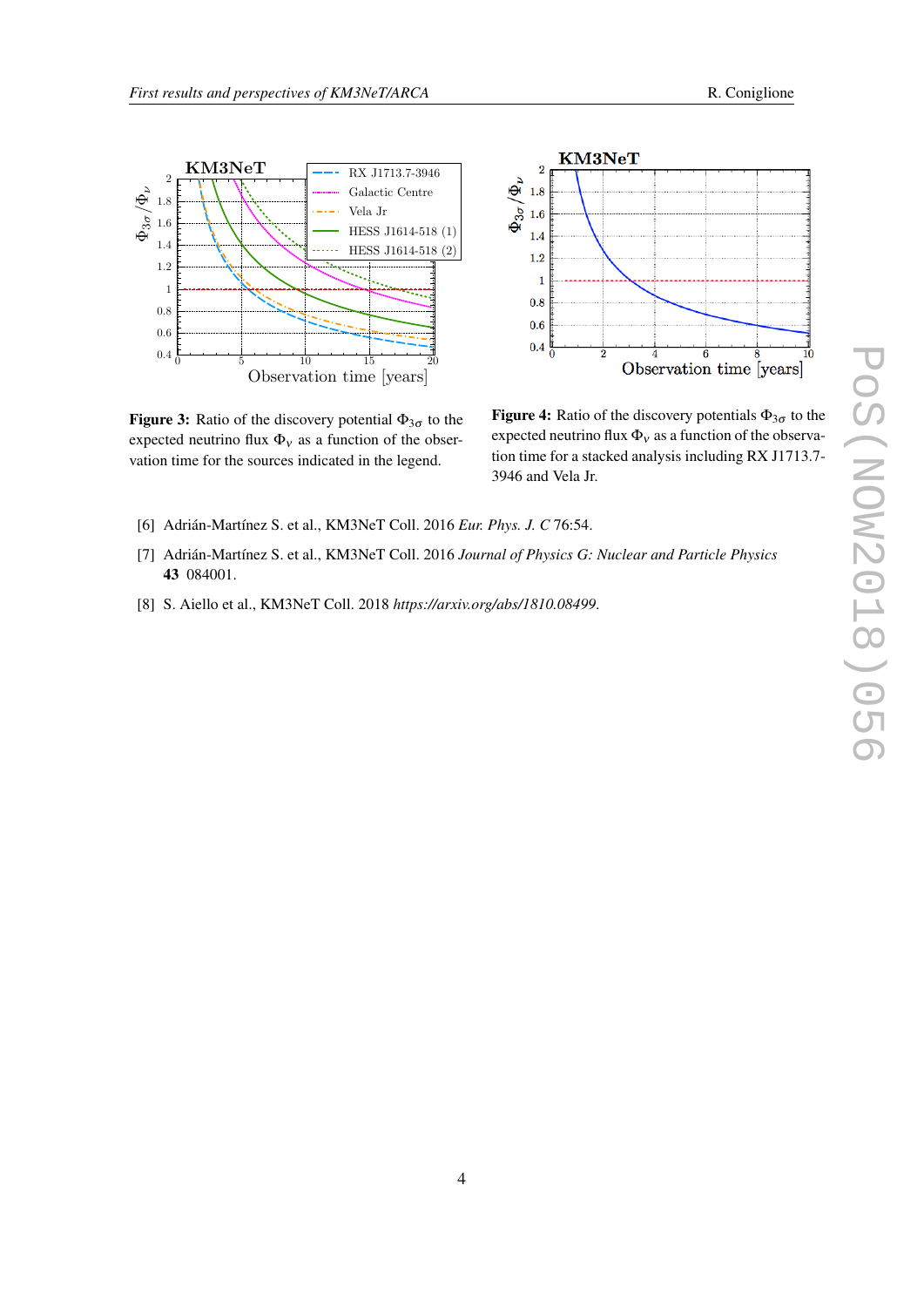KM3NeT

$\Phi_{3\sigma}/\Phi_{\nu}$

RX J1713.7-3946
Galactic Centre
Vela Jr
HESS J1614-518 (1)
HESS J1614-518 (2)

Observation time [years]

**Figure 3:** Ratio of the discovery potential $\Phi_{3\sigma}$ to the expected neutrino flux $\Phi_{\nu}$ as a function of the observation time for the sources indicated in the legend.

KM3NeT

$\Phi_{3\sigma}/\Phi_{\nu}$

Observation time [years]

**Figure 4:** Ratio of the discovery potentials $\Phi_{3\sigma}$ to the expected neutrino flux $\Phi_{\nu}$ as a function of the observation time for a stacked analysis including RX J1713.7-3946 and Vela Jr.

[6] Adrián-Martínez S. et al., KM3NeT Coll. 2016 *Eur. Phys. J. C* 76:54.

[7] Adrián-Martínez S. et al., KM3NeT Coll. 2016 *Journal of Physics G: Nuclear and Particle Physics* **43** 084001.

[8] S. Aiello et al., KM3NeT Coll. 2018 *https://arxiv.org/abs/1810.08499*.